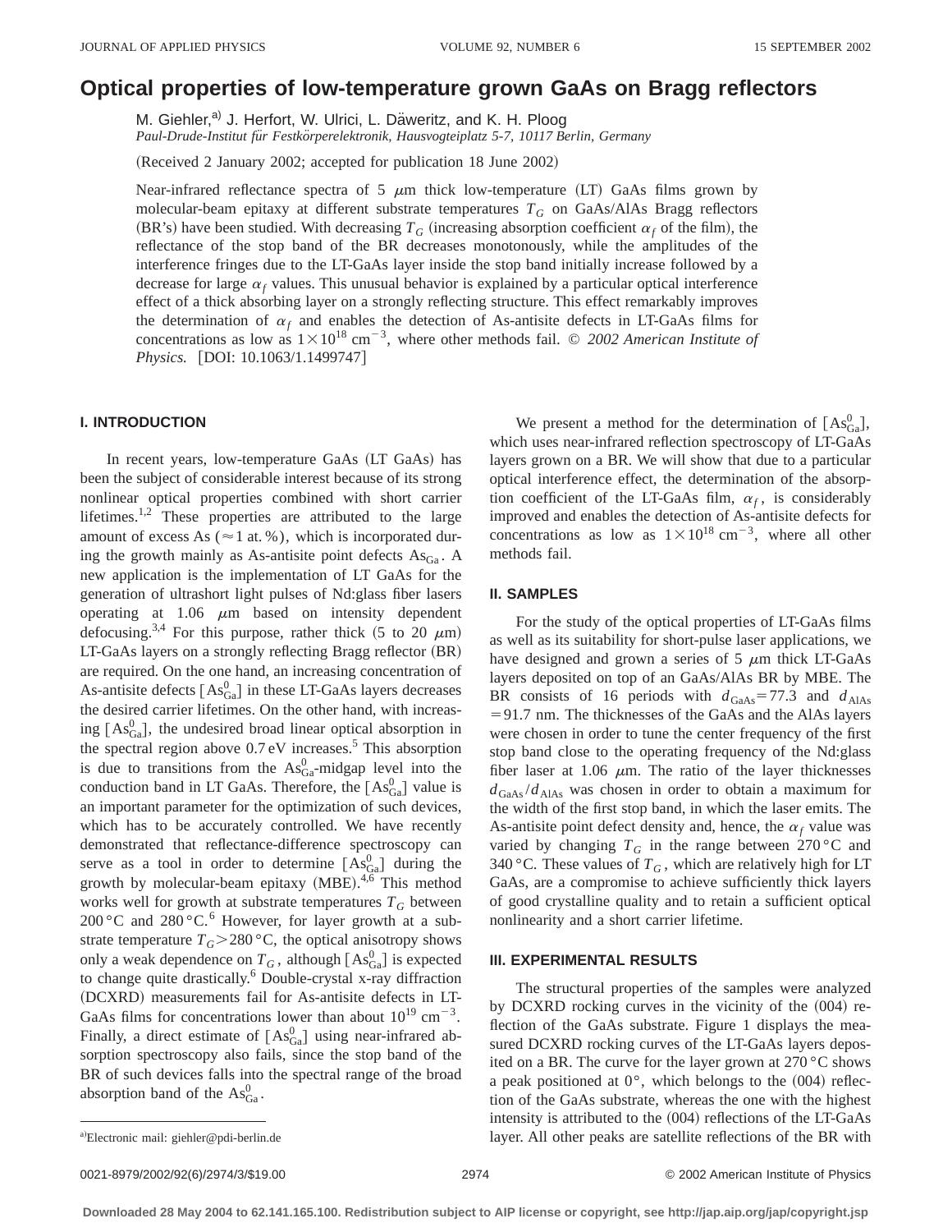# Optical properties of low-temperature grown GaAs on Bragg reflectors

M. Giehler,[a] J. Herfort, W. Ulrici, L. Däweritz, and K. H. Ploog

*Paul-Drude-Institut für Festkörperelektronik, Hausvogteiplatz 5-7, 10117 Berlin, Germany*

(Received 2 January 2002; accepted for publication 18 June 2002)

Near-infrared reflectance spectra of 5 $\mu$m thick low-temperature (LT) GaAs films grown by molecular-beam epitaxy at different substrate temperatures $T_G$ on GaAs/AlAs Bragg reflectors (BR's) have been studied. With decreasing $T_G$ (increasing absorption coefficient $\alpha_f$ of the film), the reflectance of the stop band of the BR decreases monotonously, while the amplitudes of the interference fringes due to the LT-GaAs layer inside the stop band initially increase followed by a decrease for large $\alpha_f$ values. This unusual behavior is explained by a particular optical interference effect of a thick absorbing layer on a strongly reflecting structure. This effect remarkably improves the determination of $\alpha_f$ and enables the detection of As-antisite defects in LT-GaAs films for concentrations as low as $1\times10^{18}$ cm$^{-3}$, where other methods fail. © *2002 American Institute of Physics.* [DOI: 10.1063/1.1499747]

## I. INTRODUCTION

In recent years, low-temperature GaAs (LT GaAs) has been the subject of considerable interest because of its strong nonlinear optical properties combined with short carrier lifetimes.[1,2] These properties are attributed to the large amount of excess As ($\approx$1 at. %), which is incorporated during the growth mainly as As-antisite point defects $As_{Ga}$. A new application is the implementation of LT GaAs for the generation of ultrashort light pulses of Nd:glass fiber lasers operating at 1.06 $\mu$m based on intensity dependent defocusing.[3,4] For this purpose, rather thick (5 to 20 $\mu$m) LT-GaAs layers on a strongly reflecting Bragg reflector (BR) are required. On the one hand, an increasing concentration of As-antisite defects $[As^0_{Ga}]$ in these LT-GaAs layers decreases the desired carrier lifetimes. On the other hand, with increasing $[As^0_{Ga}]$, the undesired broad linear optical absorption in the spectral region above 0.7 eV increases.[5] This absorption is due to transitions from the $As^0_{Ga}$-midgap level into the conduction band in LT GaAs. Therefore, the $[As^0_{Ga}]$ value is an important parameter for the optimization of such devices, which has to be accurately controlled. We have recently demonstrated that reflectance-difference spectroscopy can serve as a tool in order to determine $[As^0_{Ga}]$ during the growth by molecular-beam epitaxy (MBE).[4,6] This method works well for growth at substrate temperatures $T_G$ between 200 °C and 280 °C.[6] However, for layer growth at a substrate temperature $T_G>280$ °C, the optical anisotropy shows only a weak dependence on $T_G$, although $[As^0_{Ga}]$ is expected to change quite drastically.[6] Double-crystal x-ray diffraction (DCXRD) measurements fail for As-antisite defects in LT-GaAs films for concentrations lower than about $10^{19}$ cm$^{-3}$. Finally, a direct estimate of $[As^0_{Ga}]$ using near-infrared absorption spectroscopy also fails, since the stop band of the BR of such devices falls into the spectral range of the broad absorption band of the $As^0_{Ga}$.

We present a method for the determination of $[As^0_{Ga}]$, which uses near-infrared reflection spectroscopy of LT-GaAs layers grown on a BR. We will show that due to a particular optical interference effect, the determination of the absorption coefficient of the LT-GaAs film, $\alpha_f$, is considerably improved and enables the detection of As-antisite defects for concentrations as low as $1\times10^{18}$ cm$^{-3}$, where all other methods fail.

## II. SAMPLES

For the study of the optical properties of LT-GaAs films as well as its suitability for short-pulse laser applications, we have designed and grown a series of 5 $\mu$m thick LT-GaAs layers deposited on top of an GaAs/AlAs BR by MBE. The BR consists of 16 periods with $d_{GaAs}=77.3$ and $d_{AlAs}=91.7$ nm. The thicknesses of the GaAs and the AlAs layers were chosen in order to tune the center frequency of the first stop band close to the operating frequency of the Nd:glass fiber laser at 1.06 $\mu$m. The ratio of the layer thicknesses $d_{GaAs}/d_{AlAs}$ was chosen in order to obtain a maximum for the width of the first stop band, in which the laser emits. The As-antisite point defect density and, hence, the $\alpha_f$ value was varied by changing $T_G$ in the range between 270 °C and 340 °C. These values of $T_G$, which are relatively high for LT GaAs, are a compromise to achieve sufficiently thick layers of good crystalline quality and to retain a sufficient optical nonlinearity and a short carrier lifetime.

## III. EXPERIMENTAL RESULTS

The structural properties of the samples were analyzed by DCXRD rocking curves in the vicinity of the (004) reflection of the GaAs substrate. Figure 1 displays the measured DCXRD rocking curves of the LT-GaAs layers deposited on a BR. The curve for the layer grown at 270 °C shows a peak positioned at 0°, which belongs to the (004) reflection of the GaAs substrate, whereas the one with the highest intensity is attributed to the (004) reflections of the LT-GaAs layer. All other peaks are satellite reflections of the BR with

[a]Electronic mail: giehler@pdi-berlin.de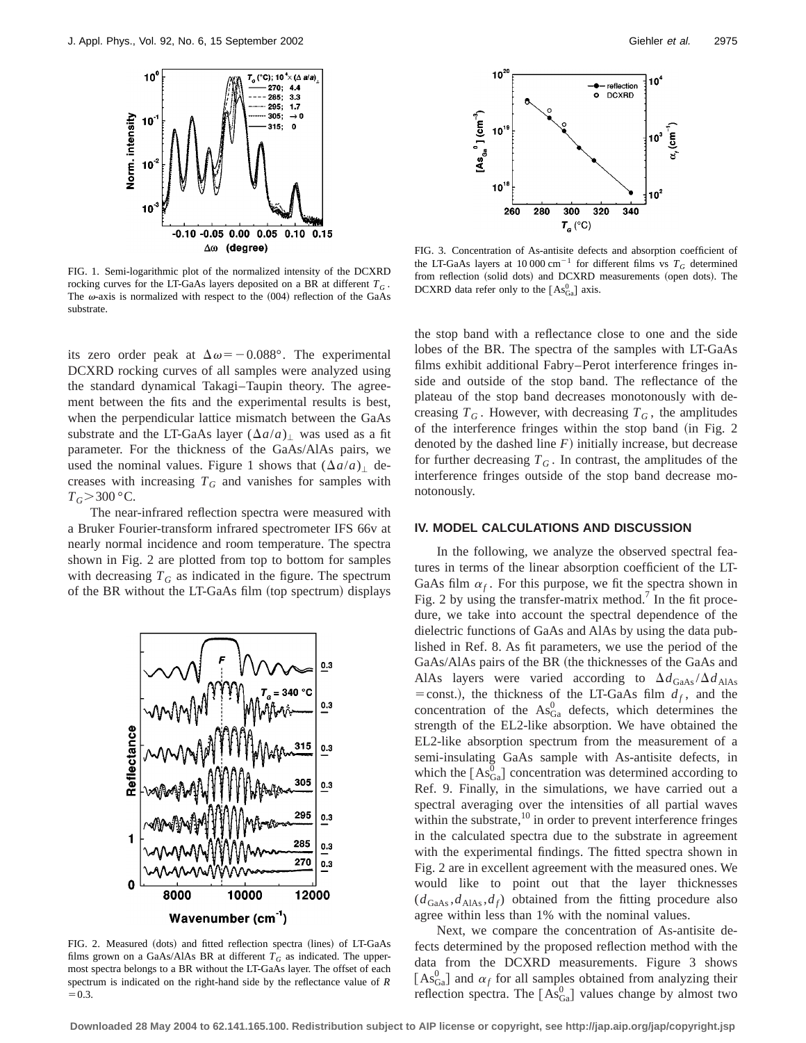FIG. 1. Semi-logarithmic plot of the normalized intensity of the DCXRD rocking curves for the LT-GaAs layers deposited on a BR at different $T_G$. The $\omega$-axis is normalized with respect to the (004) reflection of the GaAs substrate.

its zero order peak at $\Delta\omega = -0.088°$. The experimental DCXRD rocking curves of all samples were analyzed using the standard dynamical Takagi–Taupin theory. The agreement between the fits and the experimental results is best, when the perpendicular lattice mismatch between the GaAs substrate and the LT-GaAs layer $(\Delta a/a)_\perp$ was used as a fit parameter. For the thickness of the GaAs/AlAs pairs, we used the nominal values. Figure 1 shows that $(\Delta a/a)_\perp$ decreases with increasing $T_G$ and vanishes for samples with $T_G > 300\,°C$.

The near-infrared reflection spectra were measured with a Bruker Fourier-transform infrared spectrometer IFS 66v at nearly normal incidence and room temperature. The spectra shown in Fig. 2 are plotted from top to bottom for samples with decreasing $T_G$ as indicated in the figure. The spectrum of the BR without the LT-GaAs film (top spectrum) displays the stop band with a reflectance close to one and the side lobes of the BR. The spectra of the samples with LT-GaAs films exhibit additional Fabry–Perot interference fringes inside and outside of the stop band. The reflectance of the plateau of the stop band decreases monotonously with decreasing $T_G$. However, with decreasing $T_G$, the amplitudes of the interference fringes within the stop band (in Fig. 2 denoted by the dashed line $F$) initially increase, but decrease for further decreasing $T_G$. In contrast, the amplitudes of the interference fringes outside of the stop band decrease monotonously.

FIG. 2. Measured (dots) and fitted reflection spectra (lines) of LT-GaAs films grown on a GaAs/AlAs BR at different $T_G$ as indicated. The uppermost spectra belongs to a BR without the LT-GaAs layer. The offset of each spectrum is indicated on the right-hand side by the reflectance value of $R = 0.3$.

FIG. 3. Concentration of As-antisite defects and absorption coefficient of the LT-GaAs layers at $10\,000\ \mathrm{cm}^{-1}$ for different films vs $T_G$ determined from reflection (solid dots) and DCXRD measurements (open dots). The DCXRD data refer only to the $[\mathrm{As}^0_{\mathrm{Ga}}]$ axis.

## IV. MODEL CALCULATIONS AND DISCUSSION

In the following, we analyze the observed spectral features in terms of the linear absorption coefficient of the LT-GaAs film $\alpha_f$. For this purpose, we fit the spectra shown in Fig. 2 by using the transfer-matrix method.[7] In the fit procedure, we take into account the spectral dependence of the dielectric functions of GaAs and AlAs by using the data published in Ref. 8. As fit parameters, we use the period of the GaAs/AlAs pairs of the BR (the thicknesses of the GaAs and AlAs layers were varied according to $\Delta d_{\mathrm{GaAs}}/\Delta d_{\mathrm{AlAs}} = \mathrm{const.}$), the thickness of the LT-GaAs film $d_f$, and the concentration of the $\mathrm{As}^0_{\mathrm{Ga}}$ defects, which determines the strength of the EL2-like absorption. We have obtained the EL2-like absorption spectrum from the measurement of a semi-insulating GaAs sample with As-antisite defects, in which the $[\mathrm{As}^0_{\mathrm{Ga}}]$ concentration was determined according to Ref. 9. Finally, in the simulations, we have carried out a spectral averaging over the intensities of all partial waves within the substrate,[10] in order to prevent interference fringes in the calculated spectra due to the substrate in agreement with the experimental findings. The fitted spectra shown in Fig. 2 are in excellent agreement with the measured ones. We would like to point out that the layer thicknesses $(d_{\mathrm{GaAs}}, d_{\mathrm{AlAs}}, d_f)$ obtained from the fitting procedure also agree within less than 1% with the nominal values.

Next, we compare the concentration of As-antisite defects determined by the proposed reflection method with the data from the DCXRD measurements. Figure 3 shows $[\mathrm{As}^0_{\mathrm{Ga}}]$ and $\alpha_f$ for all samples obtained from analyzing their reflection spectra. The $[\mathrm{As}^0_{\mathrm{Ga}}]$ values change by almost two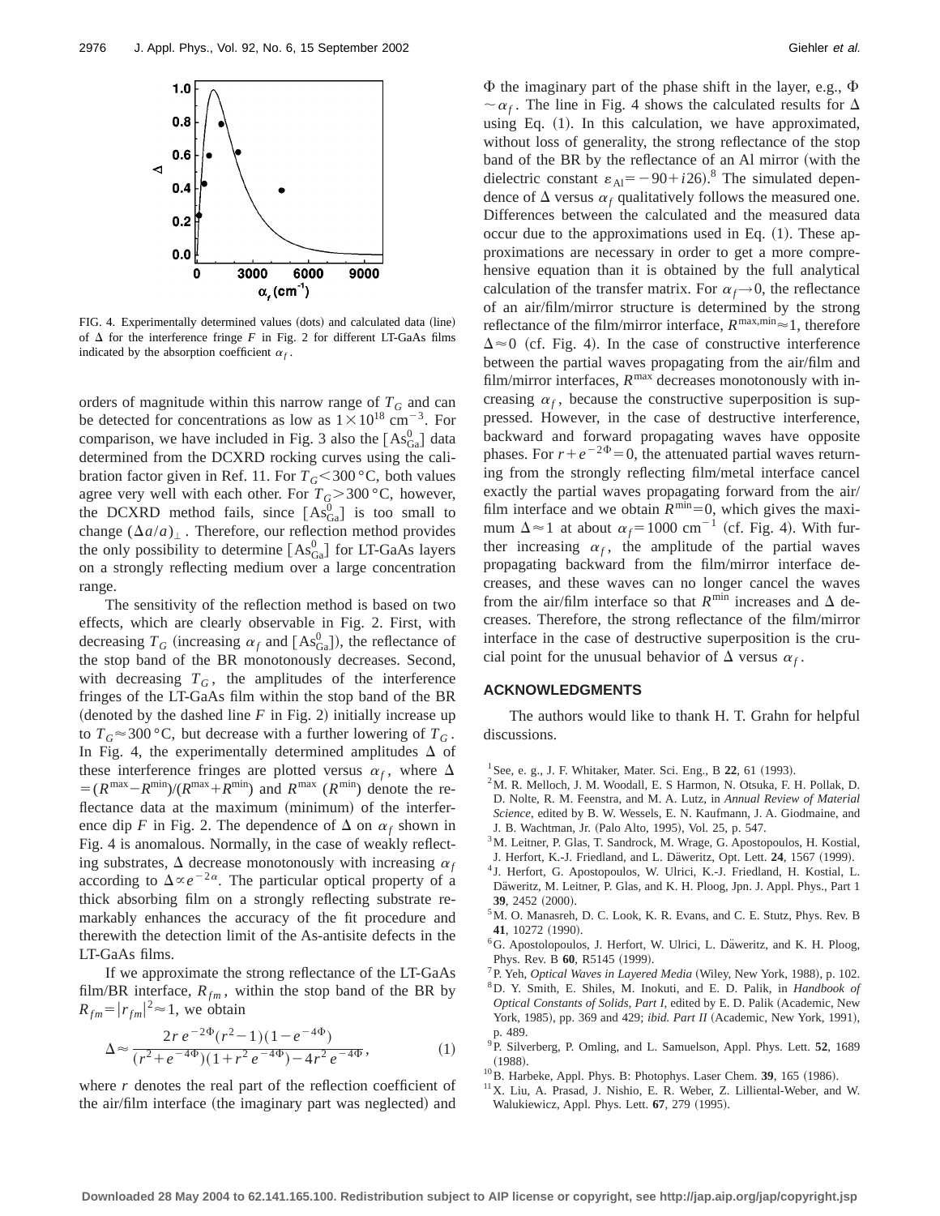1.0
0.8
0.6
Δ
0.4
0.2
0.0
0 3000 6000 9000
$\alpha_f$ (cm$^{-1}$)

FIG. 4. Experimentally determined values (dots) and calculated data (line) of $\Delta$ for the interference fringe $F$ in Fig. 2 for different LT-GaAs films indicated by the absorption coefficient $\alpha_f$.

orders of magnitude within this narrow range of $T_G$ and can be detected for concentrations as low as $1\times10^{18}$ cm$^{-3}$. For comparison, we have included in Fig. 3 also the $[\mathrm{As}_{\mathrm{Ga}}^0]$ data determined from the DCXRD rocking curves using the calibration factor given in Ref. 11. For $T_G<300\,°\mathrm{C}$, both values agree very well with each other. For $T_G>300\,°\mathrm{C}$, however, the DCXRD method fails, since $[\mathrm{As}_{\mathrm{Ga}}^0]$ is too small to change $(\Delta a/a)_\perp$. Therefore, our reflection method provides the only possibility to determine $[\mathrm{As}_{\mathrm{Ga}}^0]$ for LT-GaAs layers on a strongly reflecting medium over a large concentration range.

The sensitivity of the reflection method is based on two effects, which are clearly observable in Fig. 2. First, with decreasing $T_G$ (increasing $\alpha_f$ and $[\mathrm{As}_{\mathrm{Ga}}^0]$), the reflectance of the stop band of the BR monotonously decreases. Second, with decreasing $T_G$, the amplitudes of the interference fringes of the LT-GaAs film within the stop band of the BR (denoted by the dashed line $F$ in Fig. 2) initially increase up to $T_G\approx300\,°\mathrm{C}$, but decrease with a further lowering of $T_G$. In Fig. 4, the experimentally determined amplitudes $\Delta$ of these interference fringes are plotted versus $\alpha_f$, where $\Delta=(R^{\max}-R^{\min})/(R^{\max}+R^{\min})$ and $R^{\max}$ ($R^{\min}$) denote the reflectance data at the maximum (minimum) of the interference dip $F$ in Fig. 2. The dependence of $\Delta$ on $\alpha_f$ shown in Fig. 4 is anomalous. Normally, in the case of weakly reflecting substrates, $\Delta$ decrease monotonously with increasing $\alpha_f$ according to $\Delta\propto e^{-2\alpha}$. The particular optical property of a thick absorbing film on a strongly reflecting substrate remarkably enhances the accuracy of the fit procedure and therewith the detection limit of the As-antisite defects in the LT-GaAs films.

If we approximate the strong reflectance of the LT-GaAs film/BR interface, $R_{fm}$, within the stop band of the BR by $R_{fm}=|r_{fm}|^2\approx1$, we obtain

$$\Delta\approx\frac{2r\,e^{-2\Phi}(r^2-1)(1-e^{-4\Phi})}{(r^2+e^{-4\Phi})(1+r^2\,e^{-4\Phi})-4r^2\,e^{-4\Phi}},\tag{1}$$

where $r$ denotes the real part of the reflection coefficient of the air/film interface (the imaginary part was neglected) and $\Phi$ the imaginary part of the phase shift in the layer, e.g., $\Phi\sim\alpha_f$. The line in Fig. 4 shows the calculated results for $\Delta$ using Eq. (1). In this calculation, we have approximated, without loss of generality, the strong reflectance of the stop band of the BR by the reflectance of an Al mirror (with the dielectric constant $\varepsilon_{\mathrm{Al}}=-90+i26$).[8] The simulated dependence of $\Delta$ versus $\alpha_f$ qualitatively follows the measured one. Differences between the calculated and the measured data occur due to the approximations used in Eq. (1). These approximations are necessary in order to get a more comprehensive equation than it is obtained by the full analytical calculation of the transfer matrix. For $\alpha_f\to0$, the reflectance of an air/film/mirror structure is determined by the strong reflectance of the film/mirror interface, $R^{\max,\min}\approx1$, therefore $\Delta\approx0$ (cf. Fig. 4). In the case of constructive interference between the partial waves propagating from the air/film and film/mirror interfaces, $R^{\max}$ decreases monotonously with increasing $\alpha_f$, because the constructive superposition is suppressed. However, in the case of destructive interference, backward and forward propagating waves have opposite phases. For $r+e^{-2\Phi}=0$, the attenuated partial waves returning from the strongly reflecting film/metal interface cancel exactly the partial waves propagating forward from the air/film interface and we obtain $R^{\min}=0$, which gives the maximum $\Delta\approx1$ at about $\alpha_f=1000$ cm$^{-1}$ (cf. Fig. 4). With further increasing $\alpha_f$, the amplitude of the partial waves propagating backward from the film/mirror interface decreases, and these waves can no longer cancel the waves from the air/film interface so that $R^{\min}$ increases and $\Delta$ decreases. Therefore, the strong reflectance of the film/mirror interface in the case of destructive superposition is the crucial point for the unusual behavior of $\Delta$ versus $\alpha_f$.

## ACKNOWLEDGMENTS

The authors would like to thank H. T. Grahn for helpful discussions.

[1] See, e. g., J. F. Whitaker, Mater. Sci. Eng., B **22**, 61 (1993).

[2] M. R. Melloch, J. M. Woodall, E. S Harmon, N. Otsuka, F. H. Pollak, D. D. Nolte, R. M. Feenstra, and M. A. Lutz, in *Annual Review of Material Science*, edited by B. W. Wessels, E. N. Kaufmann, J. A. Giodmaine, and J. B. Wachtman, Jr. (Palo Alto, 1995), Vol. 25, p. 547.

[3] M. Leitner, P. Glas, T. Sandrock, M. Wrage, G. Apostopoulos, H. Kostial, J. Herfort, K.-J. Friedland, and L. Däweritz, Opt. Lett. **24**, 1567 (1999).

[4] J. Herfort, G. Apostopoulos, W. Ulrici, K.-J. Friedland, H. Kostial, L. Däweritz, M. Leitner, P. Glas, and K. H. Ploog, Jpn. J. Appl. Phys., Part 1 **39**, 2452 (2000).

[5] M. O. Manasreh, D. C. Look, K. R. Evans, and C. E. Stutz, Phys. Rev. B **41**, 10272 (1990).

[6] G. Apostolopoulos, J. Herfort, W. Ulrici, L. Däweritz, and K. H. Ploog, Phys. Rev. B **60**, R5145 (1999).

[7] P. Yeh, *Optical Waves in Layered Media* (Wiley, New York, 1988), p. 102.

[8] D. Y. Smith, E. Shiles, M. Inokuti, and E. D. Palik, in *Handbook of Optical Constants of Solids, Part I*, edited by E. D. Palik (Academic, New York, 1985), pp. 369 and 429; *ibid. Part II* (Academic, New York, 1991), p. 489.

[9] P. Silverberg, P. Omling, and L. Samuelson, Appl. Phys. Lett. **52**, 1689 (1988).

[10] B. Harbeke, Appl. Phys. B: Photophys. Laser Chem. **39**, 165 (1986).

[11] X. Liu, A. Prasad, J. Nishio, E. R. Weber, Z. Lilliental-Weber, and W. Walukiewicz, Appl. Phys. Lett. **67**, 279 (1995).